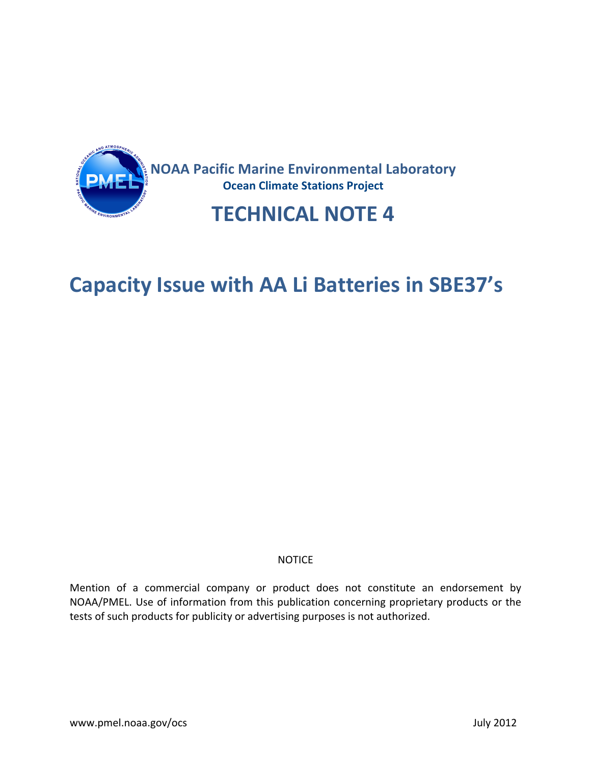NOAA Pacific Marine Environmental Laboratory

**Ocean Climate Stations Project**

# TECHNICAL NOTE 4

# Capacity Issue with AA Li Batteries in SBE37's

NOTICE

Mention of a commercial company or product does not constitute an endorsement by NOAA/PMEL. Use of information from this publication concerning proprietary products or the tests of such products for publicity or advertising purposes is not authorized.

www.pmel.noaa.gov/ocs

July 2012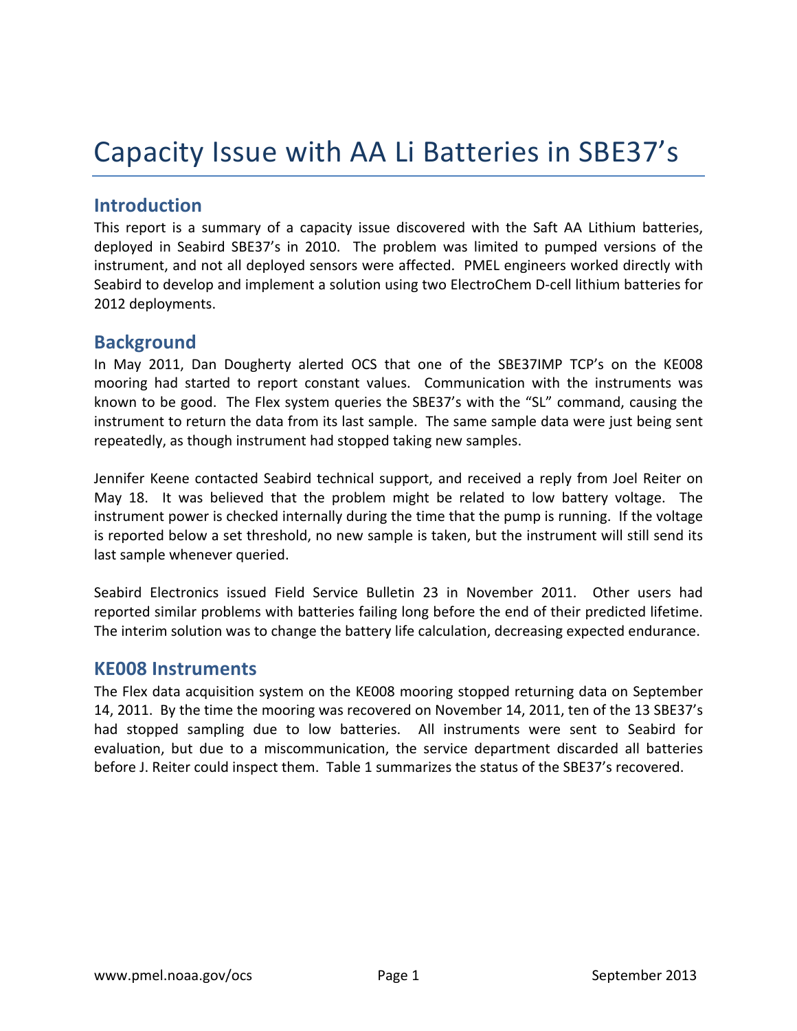# Capacity Issue with AA Li Batteries in SBE37's

## Introduction

This report is a summary of a capacity issue discovered with the Saft AA Lithium batteries, deployed in Seabird SBE37's in 2010. The problem was limited to pumped versions of the instrument, and not all deployed sensors were affected. PMEL engineers worked directly with Seabird to develop and implement a solution using two ElectroChem D-cell lithium batteries for 2012 deployments.

## Background

In May 2011, Dan Dougherty alerted OCS that one of the SBE37IMP TCP's on the KE008 mooring had started to report constant values. Communication with the instruments was known to be good. The Flex system queries the SBE37's with the "SL" command, causing the instrument to return the data from its last sample. The same sample data were just being sent repeatedly, as though instrument had stopped taking new samples.

Jennifer Keene contacted Seabird technical support, and received a reply from Joel Reiter on May 18. It was believed that the problem might be related to low battery voltage. The instrument power is checked internally during the time that the pump is running. If the voltage is reported below a set threshold, no new sample is taken, but the instrument will still send its last sample whenever queried.

Seabird Electronics issued Field Service Bulletin 23 in November 2011. Other users had reported similar problems with batteries failing long before the end of their predicted lifetime. The interim solution was to change the battery life calculation, decreasing expected endurance.

## KE008 Instruments

The Flex data acquisition system on the KE008 mooring stopped returning data on September 14, 2011. By the time the mooring was recovered on November 14, 2011, ten of the 13 SBE37's had stopped sampling due to low batteries. All instruments were sent to Seabird for evaluation, but due to a miscommunication, the service department discarded all batteries before J. Reiter could inspect them. Table 1 summarizes the status of the SBE37's recovered.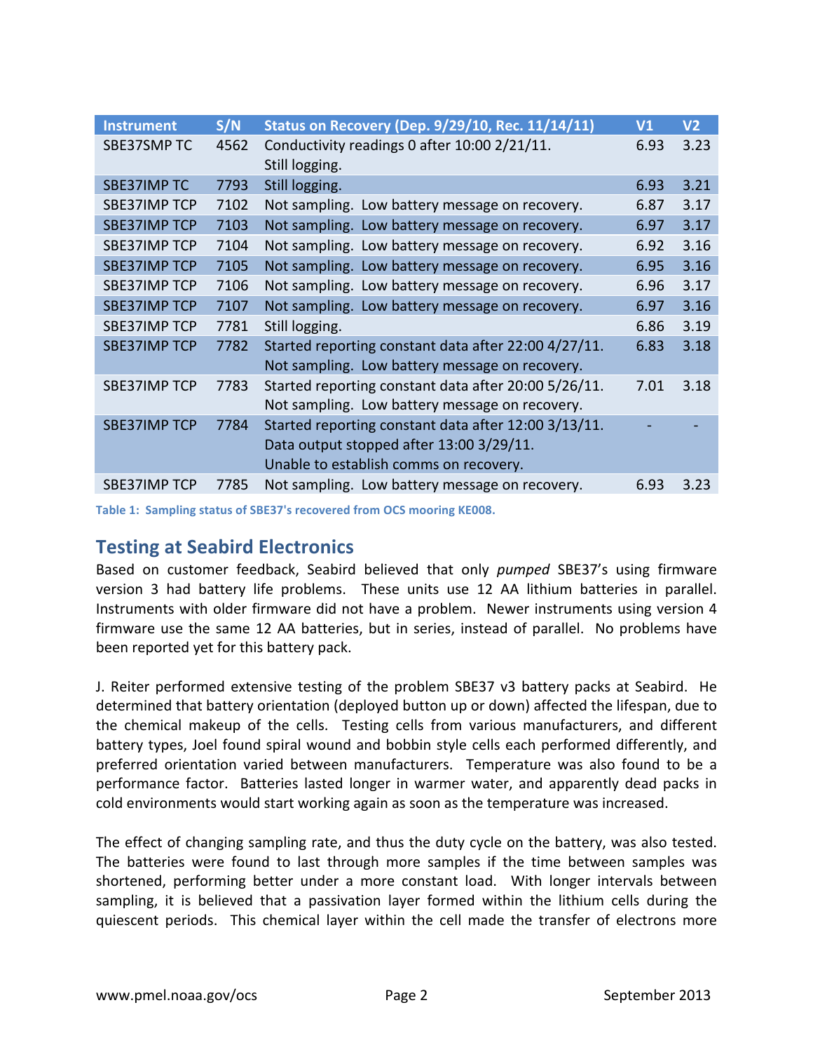| Instrument | S/N | Status on Recovery (Dep. 9/29/10, Rec. 11/14/11) | V1 | V2 |
|---|---|---|---|---|
| SBE37SMP TC | 4562 | Conductivity readings 0 after 10:00 2/21/11. Still logging. | 6.93 | 3.23 |
| SBE37IMP TC | 7793 | Still logging. | 6.93 | 3.21 |
| SBE37IMP TCP | 7102 | Not sampling. Low battery message on recovery. | 6.87 | 3.17 |
| SBE37IMP TCP | 7103 | Not sampling. Low battery message on recovery. | 6.97 | 3.17 |
| SBE37IMP TCP | 7104 | Not sampling. Low battery message on recovery. | 6.92 | 3.16 |
| SBE37IMP TCP | 7105 | Not sampling. Low battery message on recovery. | 6.95 | 3.16 |
| SBE37IMP TCP | 7106 | Not sampling. Low battery message on recovery. | 6.96 | 3.17 |
| SBE37IMP TCP | 7107 | Not sampling. Low battery message on recovery. | 6.97 | 3.16 |
| SBE37IMP TCP | 7781 | Still logging. | 6.86 | 3.19 |
| SBE37IMP TCP | 7782 | Started reporting constant data after 22:00 4/27/11. Not sampling. Low battery message on recovery. | 6.83 | 3.18 |
| SBE37IMP TCP | 7783 | Started reporting constant data after 20:00 5/26/11. Not sampling. Low battery message on recovery. | 7.01 | 3.18 |
| SBE37IMP TCP | 7784 | Started reporting constant data after 12:00 3/13/11. Data output stopped after 13:00 3/29/11. Unable to establish comms on recovery. | - | - |
| SBE37IMP TCP | 7785 | Not sampling. Low battery message on recovery. | 6.93 | 3.23 |

**Table 1: Sampling status of SBE37's recovered from OCS mooring KE008.**

## Testing at Seabird Electronics

Based on customer feedback, Seabird believed that only *pumped* SBE37's using firmware version 3 had battery life problems. These units use 12 AA lithium batteries in parallel. Instruments with older firmware did not have a problem. Newer instruments using version 4 firmware use the same 12 AA batteries, but in series, instead of parallel. No problems have been reported yet for this battery pack.

J. Reiter performed extensive testing of the problem SBE37 v3 battery packs at Seabird. He determined that battery orientation (deployed button up or down) affected the lifespan, due to the chemical makeup of the cells. Testing cells from various manufacturers, and different battery types, Joel found spiral wound and bobbin style cells each performed differently, and preferred orientation varied between manufacturers. Temperature was also found to be a performance factor. Batteries lasted longer in warmer water, and apparently dead packs in cold environments would start working again as soon as the temperature was increased.

The effect of changing sampling rate, and thus the duty cycle on the battery, was also tested. The batteries were found to last through more samples if the time between samples was shortened, performing better under a more constant load. With longer intervals between sampling, it is believed that a passivation layer formed within the lithium cells during the quiescent periods. This chemical layer within the cell made the transfer of electrons more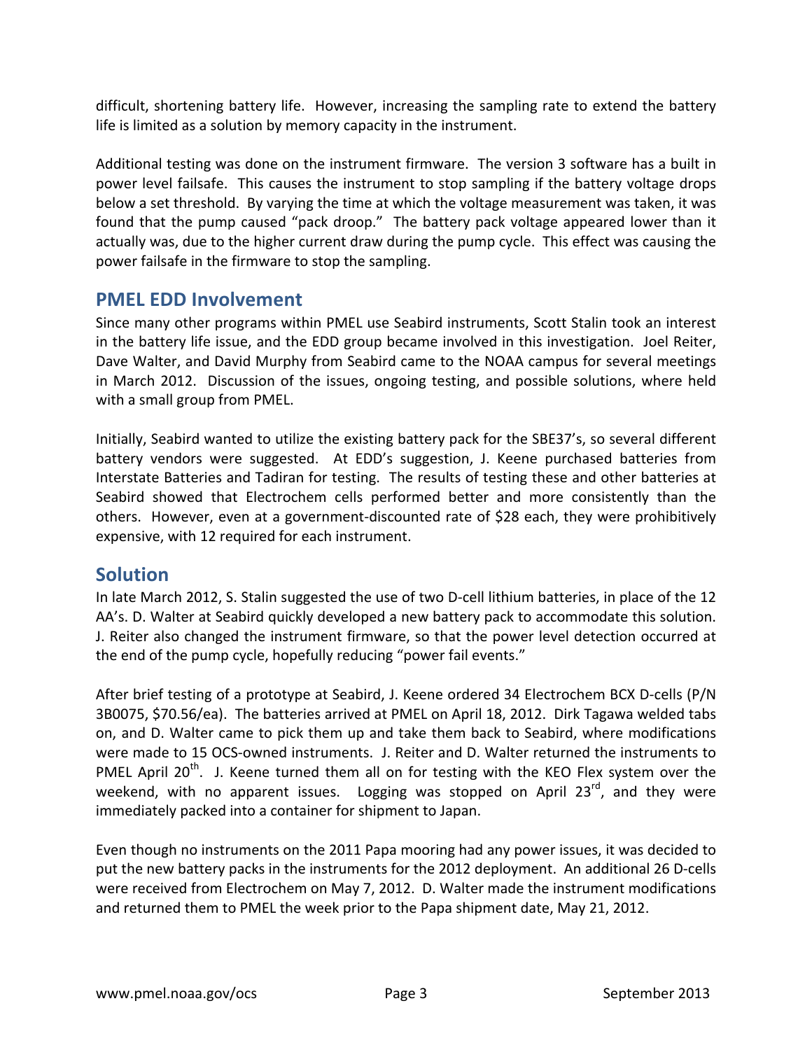difficult, shortening battery life. However, increasing the sampling rate to extend the battery life is limited as a solution by memory capacity in the instrument.

Additional testing was done on the instrument firmware. The version 3 software has a built in power level failsafe. This causes the instrument to stop sampling if the battery voltage drops below a set threshold. By varying the time at which the voltage measurement was taken, it was found that the pump caused "pack droop." The battery pack voltage appeared lower than it actually was, due to the higher current draw during the pump cycle. This effect was causing the power failsafe in the firmware to stop the sampling.

## PMEL EDD Involvement

Since many other programs within PMEL use Seabird instruments, Scott Stalin took an interest in the battery life issue, and the EDD group became involved in this investigation. Joel Reiter, Dave Walter, and David Murphy from Seabird came to the NOAA campus for several meetings in March 2012. Discussion of the issues, ongoing testing, and possible solutions, where held with a small group from PMEL.

Initially, Seabird wanted to utilize the existing battery pack for the SBE37's, so several different battery vendors were suggested. At EDD's suggestion, J. Keene purchased batteries from Interstate Batteries and Tadiran for testing. The results of testing these and other batteries at Seabird showed that Electrochem cells performed better and more consistently than the others. However, even at a government-discounted rate of $28 each, they were prohibitively expensive, with 12 required for each instrument.

## Solution

In late March 2012, S. Stalin suggested the use of two D-cell lithium batteries, in place of the 12 AA's. D. Walter at Seabird quickly developed a new battery pack to accommodate this solution. J. Reiter also changed the instrument firmware, so that the power level detection occurred at the end of the pump cycle, hopefully reducing "power fail events."

After brief testing of a prototype at Seabird, J. Keene ordered 34 Electrochem BCX D-cells (P/N 3B0075, $70.56/ea). The batteries arrived at PMEL on April 18, 2012. Dirk Tagawa welded tabs on, and D. Walter came to pick them up and take them back to Seabird, where modifications were made to 15 OCS-owned instruments. J. Reiter and D. Walter returned the instruments to PMEL April 20th. J. Keene turned them all on for testing with the KEO Flex system over the weekend, with no apparent issues. Logging was stopped on April 23rd, and they were immediately packed into a container for shipment to Japan.

Even though no instruments on the 2011 Papa mooring had any power issues, it was decided to put the new battery packs in the instruments for the 2012 deployment. An additional 26 D-cells were received from Electrochem on May 7, 2012. D. Walter made the instrument modifications and returned them to PMEL the week prior to the Papa shipment date, May 21, 2012.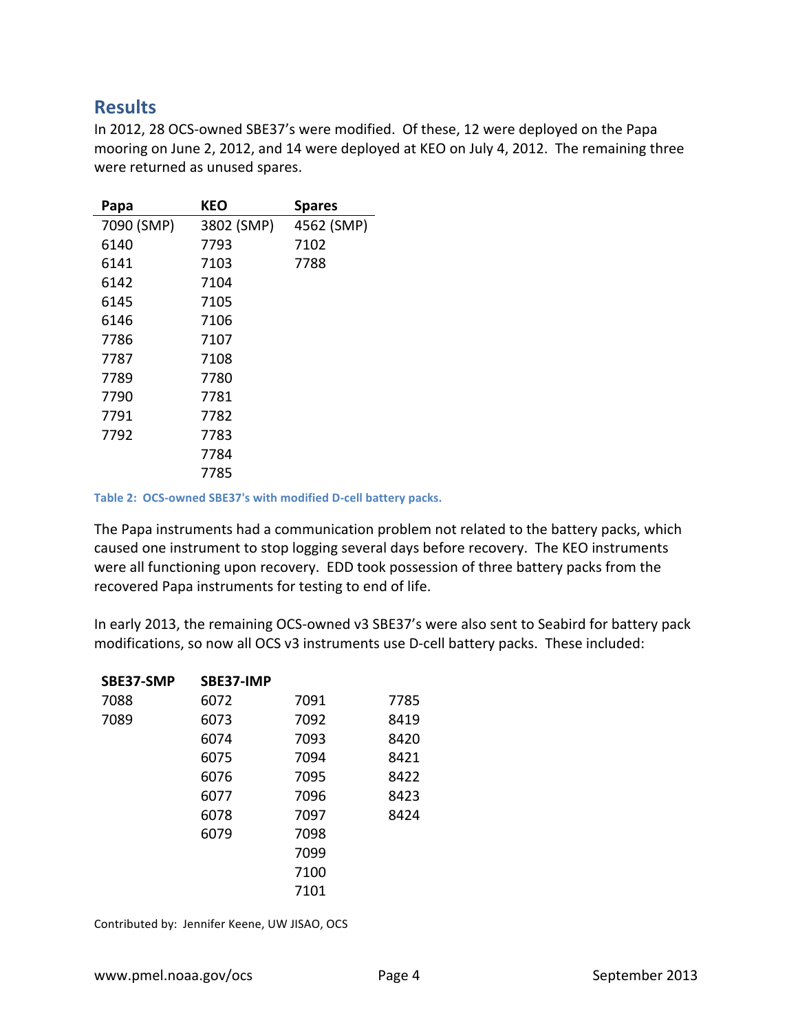## Results

In 2012, 28 OCS-owned SBE37's were modified. Of these, 12 were deployed on the Papa mooring on June 2, 2012, and 14 were deployed at KEO on July 4, 2012. The remaining three were returned as unused spares.

| Papa | KEO | Spares |
|---|---|---|
| 7090 (SMP) | 3802 (SMP) | 4562 (SMP) |
| 6140 | 7793 | 7102 |
| 6141 | 7103 | 7788 |
| 6142 | 7104 | |
| 6145 | 7105 | |
| 6146 | 7106 | |
| 7786 | 7107 | |
| 7787 | 7108 | |
| 7789 | 7780 | |
| 7790 | 7781 | |
| 7791 | 7782 | |
| 7792 | 7783 | |
| | 7784 | |
| | 7785 | |

Table 2: OCS-owned SBE37's with modified D-cell battery packs.

The Papa instruments had a communication problem not related to the battery packs, which caused one instrument to stop logging several days before recovery. The KEO instruments were all functioning upon recovery. EDD took possession of three battery packs from the recovered Papa instruments for testing to end of life.

In early 2013, the remaining OCS-owned v3 SBE37's were also sent to Seabird for battery pack modifications, so now all OCS v3 instruments use D-cell battery packs. These included:

| SBE37-SMP | SBE37-IMP | | |
|---|---|---|---|
| 7088 | 6072 | 7091 | 7785 |
| 7089 | 6073 | 7092 | 8419 |
| | 6074 | 7093 | 8420 |
| | 6075 | 7094 | 8421 |
| | 6076 | 7095 | 8422 |
| | 6077 | 7096 | 8423 |
| | 6078 | 7097 | 8424 |
| | 6079 | 7098 | |
| | | 7099 | |
| | | 7100 | |
| | | 7101 | |

Contributed by: Jennifer Keene, UW JISAO, OCS